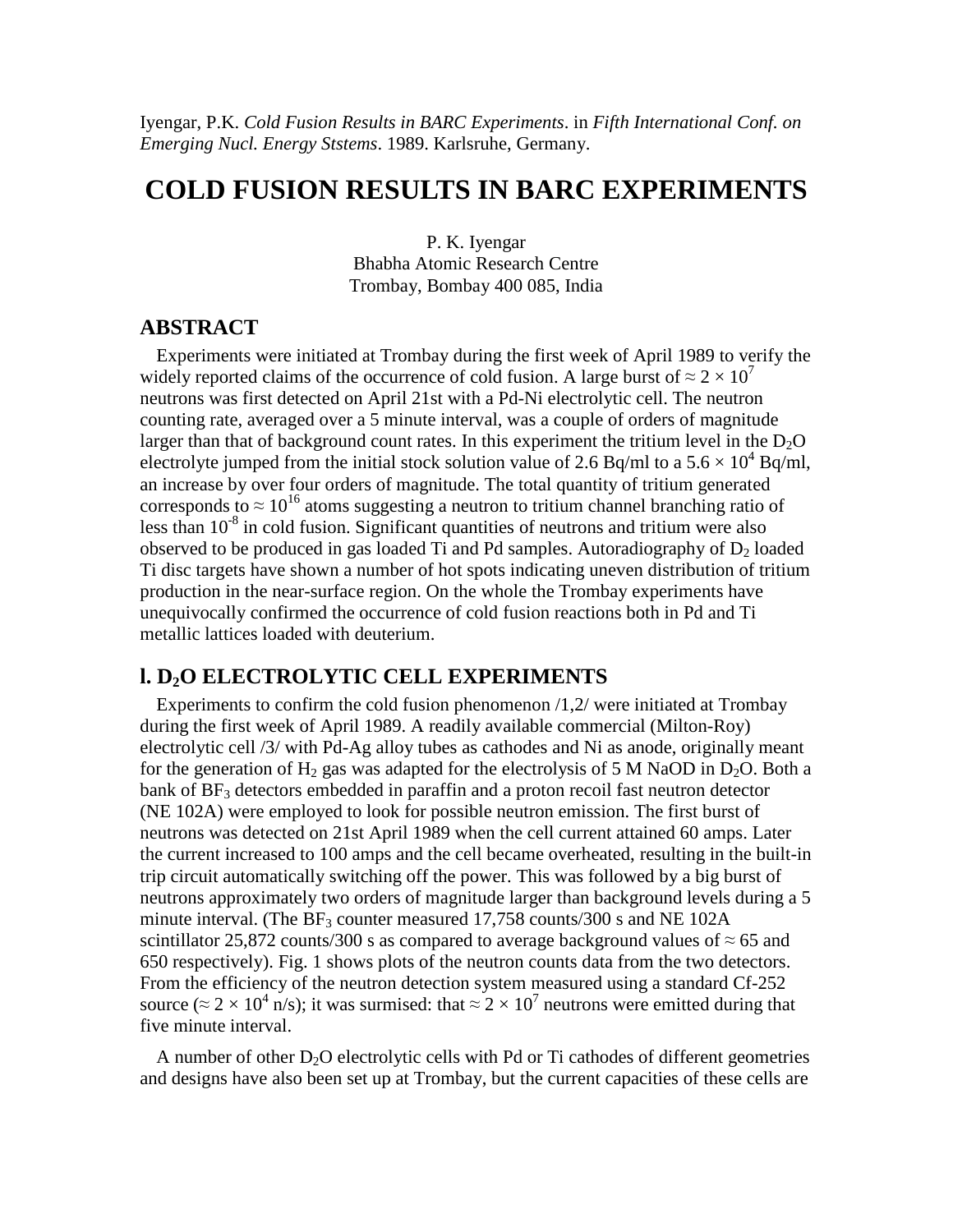Iyengar, P.K. *Cold Fusion Results in BARC Experiments*. in *Fifth International Conf. on Emerging Nucl. Energy Ststems*. 1989. Karlsruhe, Germany.

# COLD FUSION RESULTS IN BARC EXPERIMENTS

P. K. Iyengar
Bhabha Atomic Research Centre
Trombay, Bombay 400 085, India

## ABSTRACT

Experiments were initiated at Trombay during the first week of April 1989 to verify the widely reported claims of the occurrence of cold fusion. A large burst of $\approx 2 \times 10^7$ neutrons was first detected on April 21st with a Pd-Ni electrolytic cell. The neutron counting rate, averaged over a 5 minute interval, was a couple of orders of magnitude larger than that of background count rates. In this experiment the tritium level in the $D_2O$ electrolyte jumped from the initial stock solution value of 2.6 Bq/ml to a $5.6 \times 10^4$ Bq/ml, an increase by over four orders of magnitude. The total quantity of tritium generated corresponds to $\approx 10^{16}$ atoms suggesting a neutron to tritium channel branching ratio of less than $10^{-8}$ in cold fusion. Significant quantities of neutrons and tritium were also observed to be produced in gas loaded Ti and Pd samples. Autoradiography of $D_2$ loaded Ti disc targets have shown a number of hot spots indicating uneven distribution of tritium production in the near-surface region. On the whole the Trombay experiments have unequivocally confirmed the occurrence of cold fusion reactions both in Pd and Ti metallic lattices loaded with deuterium.

## l. $D_2O$ ELECTROLYTIC CELL EXPERIMENTS

Experiments to confirm the cold fusion phenomenon /1,2/ were initiated at Trombay during the first week of April 1989. A readily available commercial (Milton-Roy) electrolytic cell /3/ with Pd-Ag alloy tubes as cathodes and Ni as anode, originally meant for the generation of $H_2$ gas was adapted for the electrolysis of 5 M NaOD in $D_2O$. Both a bank of $BF_3$ detectors embedded in paraffin and a proton recoil fast neutron detector (NE 102A) were employed to look for possible neutron emission. The first burst of neutrons was detected on 21st April 1989 when the cell current attained 60 amps. Later the current increased to 100 amps and the cell became overheated, resulting in the built-in trip circuit automatically switching off the power. This was followed by a big burst of neutrons approximately two orders of magnitude larger than background levels during a 5 minute interval. (The $BF_3$ counter measured 17,758 counts/300 s and NE 102A scintillator 25,872 counts/300 s as compared to average background values of $\approx 65$ and 650 respectively). Fig. 1 shows plots of the neutron counts data from the two detectors. From the efficiency of the neutron detection system measured using a standard Cf-252 source ($\approx 2 \times 10^4$ n/s); it was surmised: that $\approx 2 \times 10^7$ neutrons were emitted during that five minute interval.

A number of other $D_2O$ electrolytic cells with Pd or Ti cathodes of different geometries and designs have also been set up at Trombay, but the current capacities of these cells are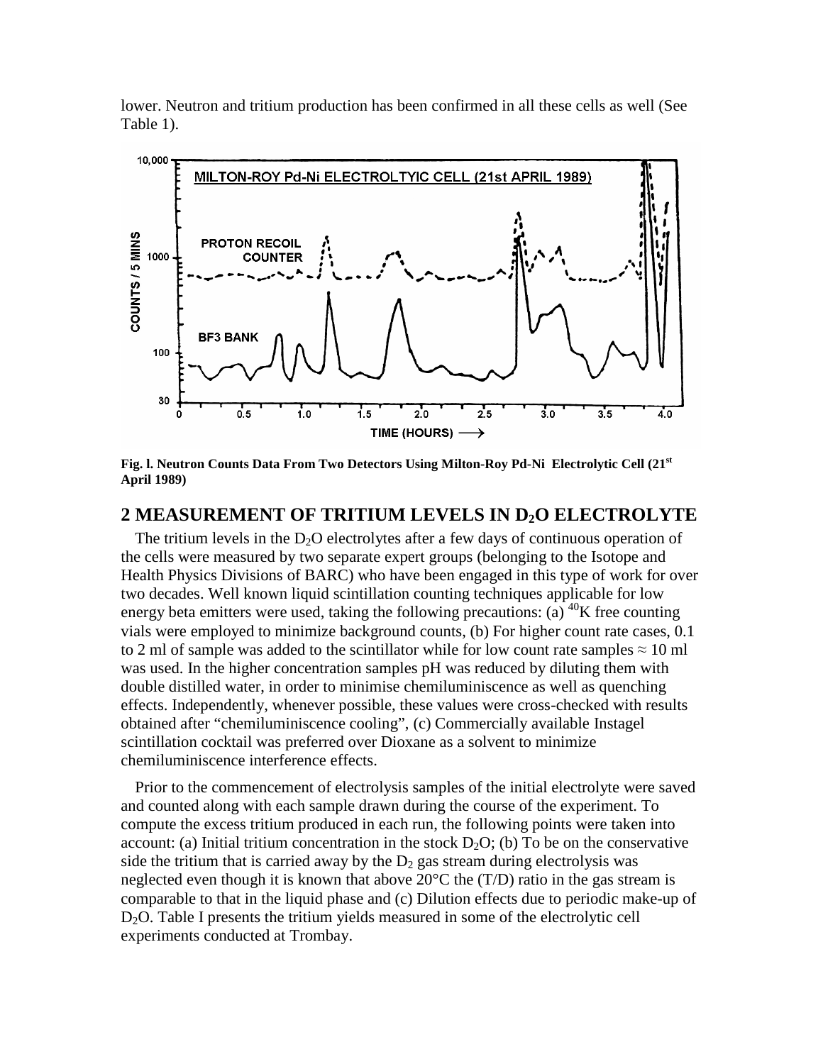lower. Neutron and tritium production has been confirmed in all these cells as well (See Table 1).

**Fig. l. Neutron Counts Data From Two Detectors Using Milton-Roy Pd-Ni Electrolytic Cell (21st April 1989)**

## 2 MEASUREMENT OF TRITIUM LEVELS IN $D_2O$ ELECTROLYTE

The tritium levels in the $D_2O$ electrolytes after a few days of continuous operation of the cells were measured by two separate expert groups (belonging to the Isotope and Health Physics Divisions of BARC) who have been engaged in this type of work for over two decades. Well known liquid scintillation counting techniques applicable for low energy beta emitters were used, taking the following precautions: (a) $^{40}K$ free counting vials were employed to minimize background counts, (b) For higher count rate cases, 0.1 to 2 ml of sample was added to the scintillator while for low count rate samples $\approx$ 10 ml was used. In the higher concentration samples pH was reduced by diluting them with double distilled water, in order to minimise chemiluminiscence as well as quenching effects. Independently, whenever possible, these values were cross-checked with results obtained after "chemiluminiscence cooling", (c) Commercially available Instagel scintillation cocktail was preferred over Dioxane as a solvent to minimize chemiluminiscence interference effects.

Prior to the commencement of electrolysis samples of the initial electrolyte were saved and counted along with each sample drawn during the course of the experiment. To compute the excess tritium produced in each run, the following points were taken into account: (a) Initial tritium concentration in the stock $D_2O$; (b) To be on the conservative side the tritium that is carried away by the $D_2$ gas stream during electrolysis was neglected even though it is known that above 20°C the (T/D) ratio in the gas stream is comparable to that in the liquid phase and (c) Dilution effects due to periodic make-up of $D_2O$. Table I presents the tritium yields measured in some of the electrolytic cell experiments conducted at Trombay.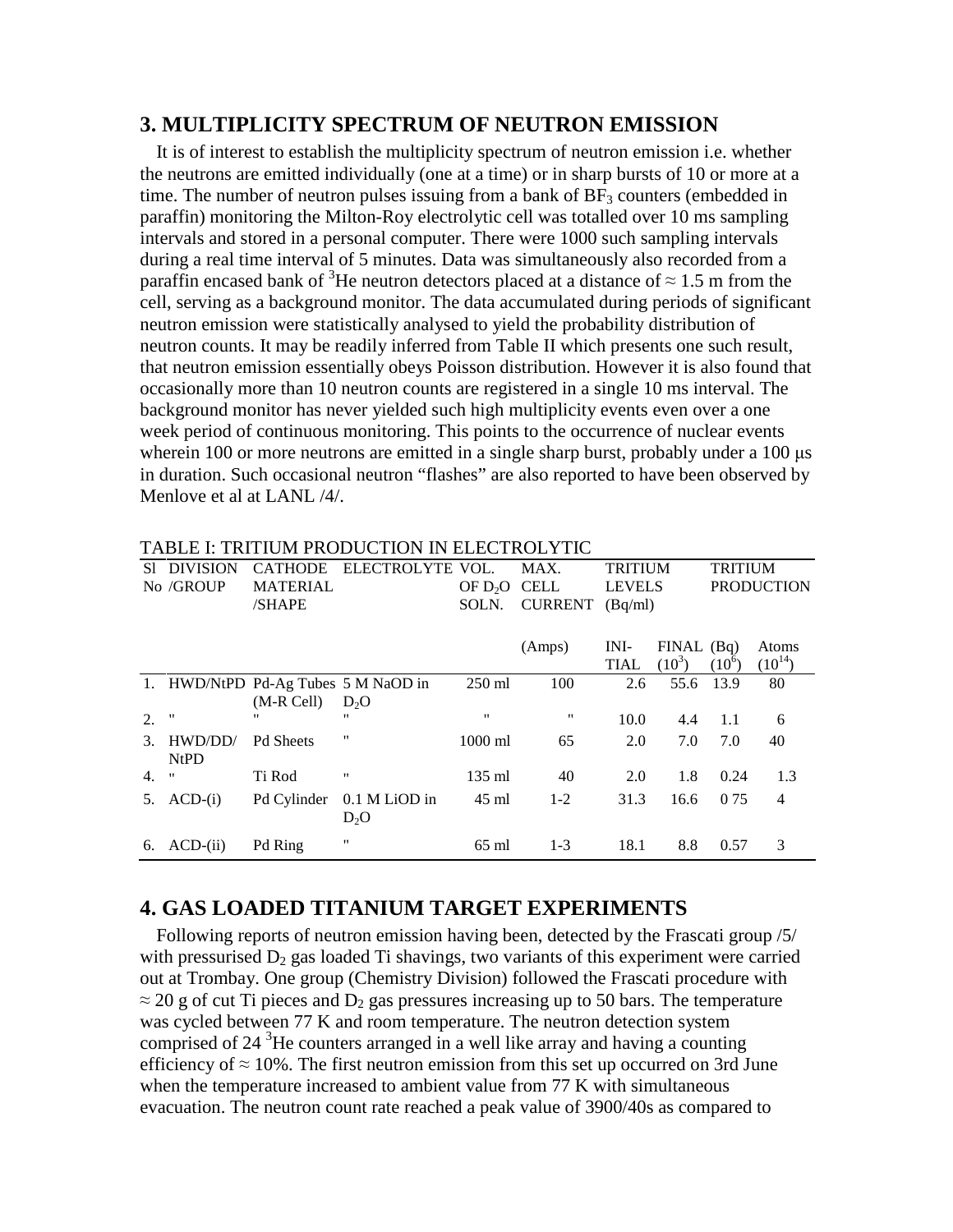## 3. MULTIPLICITY SPECTRUM OF NEUTRON EMISSION

It is of interest to establish the multiplicity spectrum of neutron emission i.e. whether the neutrons are emitted individually (one at a time) or in sharp bursts of 10 or more at a time. The number of neutron pulses issuing from a bank of $BF_3$ counters (embedded in paraffin) monitoring the Milton-Roy electrolytic cell was totalled over 10 ms sampling intervals and stored in a personal computer. There were 1000 such sampling intervals during a real time interval of 5 minutes. Data was simultaneously also recorded from a paraffin encased bank of $^3$He neutron detectors placed at a distance of ≈ 1.5 m from the cell, serving as a background monitor. The data accumulated during periods of significant neutron emission were statistically analysed to yield the probability distribution of neutron counts. It may be readily inferred from Table II which presents one such result, that neutron emission essentially obeys Poisson distribution. However it is also found that occasionally more than 10 neutron counts are registered in a single 10 ms interval. The background monitor has never yielded such high multiplicity events even over a one week period of continuous monitoring. This points to the occurrence of nuclear events wherein 100 or more neutrons are emitted in a single sharp burst, probably under a 100 μs in duration. Such occasional neutron "flashes" are also reported to have been observed by Menlove et al at LANL /4/.

TABLE I: TRITIUM PRODUCTION IN ELECTROLYTIC

| Sl No | DIVISION /GROUP | CATHODE MATERIAL /SHAPE | ELECTROLYTE | VOL. OF $D_2O$ SOLN. | MAX. CELL CURRENT (Amps) | TRITIUM LEVELS (Bq/ml) INI-TIAL | FINAL ($10^3$) | TRITIUM PRODUCTION (Bq) ($10^6$) | Atoms ($10^{14}$) |
|---|---|---|---|---|---|---|---|---|---|
| 1. | HWD/NtPD | Pd-Ag Tubes (M-R Cell) | 5 M NaOD in $D_2O$ | 250 ml | 100 | 2.6 | 55.6 | 13.9 | 80 |
| 2. | " | " | " | " | " | 10.0 | 4.4 | 1.1 | 6 |
| 3. | HWD/DD/ NtPD | Pd Sheets | " | 1000 ml | 65 | 2.0 | 7.0 | 7.0 | 40 |
| 4. | " | Ti Rod | " | 135 ml | 40 | 2.0 | 1.8 | 0.24 | 1.3 |
| 5. | ACD-(i) | Pd Cylinder | 0.1 M LiOD in $D_2O$ | 45 ml | 1-2 | 31.3 | 16.6 | 0 75 | 4 |
| 6. | ACD-(ii) | Pd Ring | " | 65 ml | 1-3 | 18.1 | 8.8 | 0.57 | 3 |

## 4. GAS LOADED TITANIUM TARGET EXPERIMENTS

Following reports of neutron emission having been, detected by the Frascati group /5/ with pressurised $D_2$ gas loaded Ti shavings, two variants of this experiment were carried out at Trombay. One group (Chemistry Division) followed the Frascati procedure with ≈ 20 g of cut Ti pieces and $D_2$ gas pressures increasing up to 50 bars. The temperature was cycled between 77 K and room temperature. The neutron detection system comprised of 24 $^3$He counters arranged in a well like array and having a counting efficiency of ≈ 10%. The first neutron emission from this set up occurred on 3rd June when the temperature increased to ambient value from 77 K with simultaneous evacuation. The neutron count rate reached a peak value of 3900/40s as compared to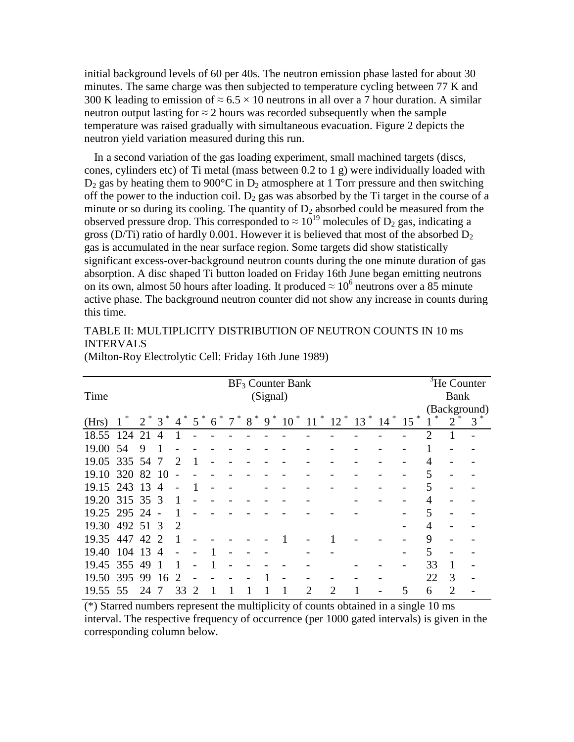initial background levels of 60 per 40s. The neutron emission phase lasted for about 30 minutes. The same charge was then subjected to temperature cycling between 77 K and 300 K leading to emission of $\approx 6.5 \times 10$ neutrons in all over a 7 hour duration. A similar neutron output lasting for $\approx 2$ hours was recorded subsequently when the sample temperature was raised gradually with simultaneous evacuation. Figure 2 depicts the neutron yield variation measured during this run.

In a second variation of the gas loading experiment, small machined targets (discs, cones, cylinders etc) of Ti metal (mass between 0.2 to 1 g) were individually loaded with $D_2$ gas by heating them to 900°C in $D_2$ atmosphere at 1 Torr pressure and then switching off the power to the induction coil. $D_2$ gas was absorbed by the Ti target in the course of a minute or so during its cooling. The quantity of $D_2$ absorbed could be measured from the observed pressure drop. This corresponded to $\approx 10^{19}$ molecules of $D_2$ gas, indicating a gross (D/Ti) ratio of hardly 0.001. However it is believed that most of the absorbed $D_2$ gas is accumulated in the near surface region. Some targets did show statistically significant excess-over-background neutron counts during the one minute duration of gas absorption. A disc shaped Ti button loaded on Friday 16th June began emitting neutrons on its own, almost 50 hours after loading. It produced $\approx 10^6$ neutrons over a 85 minute active phase. The background neutron counter did not show any increase in counts during this time.

TABLE II: MULTIPLICITY DISTRIBUTION OF NEUTRON COUNTS IN 10 ms INTERVALS
(Milton-Roy Electrolytic Cell: Friday 16th June 1989)

| Time | $BF_3$ Counter Bank (Signal) | | | | | | | | | | | | | | | $^3He$ Counter Bank (Background) | | |
|---|---|---|---|---|---|---|---|---|---|---|---|---|---|---|---|---|---|---|
| (Hrs) | 1* | 2* | 3* | 4* | 5* | 6* | 7* | 8* | 9* | 10* | 11* | 12* | 13* | 14* | 15* | 1* | 2* | 3* |
| 18.55 | 124 | 21 | 4 | 1 | - | - | - | - | - | - | - | - | - | - | - | 2 | 1 | - |
| 19.00 | 54 | 9 | 1 | - | - | - | - | - | - | - | - | - | - | - | - | 1 | - | - |
| 19.05 | 335 | 54 | 7 | 2 | 1 | - | - | - | - | - | - | - | - | - | - | 4 | - | - |
| 19.10 | 320 | 82 | 10 | - | - | - | - | - | - | - | - | - | - | - | - | 5 | - | - |
| 19.15 | 243 | 13 | 4 | - | 1 | - | - | | - | - | - | - | - | - | - | 5 | - | - |
| 19.20 | 315 | 35 | 3 | 1 | - | - | - | - | - | - | - | - | - | - | - | 4 | - | - |
| 19.25 | 295 | 24 | - | 1 | - | - | - | - | - | - | - | - | - | | - | 5 | - | - |
| 19.30 | 492 | 51 | 3 | 2 | | | | | | | | | | | - | 4 | - | - |
| 19.35 | 447 | 42 | 2 | 1 | - | - | - | - | - | 1 | - | 1 | - | - | - | 9 | - | - |
| 19.40 | 104 | 13 | 4 | - | - | 1 | - | - | - | | - | - | | | - | 5 | - | - |
| 19.45 | 355 | 49 | 1 | 1 | - | 1 | - | - | - | - | - | | - | - | - | 33 | 1 | - |
| 19.50 | 395 | 99 | 16 | 2 | - | - | - | - | 1 | - | - | - | - | - | | 22 | 3 | - |
| 19.55 | 55 | 24 | 7 | 33 | 2 | 1 | 1 | 1 | 1 | 1 | 2 | 2 | 1 | - | 5 | 6 | 2 | - |

(*) Starred numbers represent the multiplicity of counts obtained in a single 10 ms interval. The respective frequency of occurrence (per 1000 gated intervals) is given in the corresponding column below.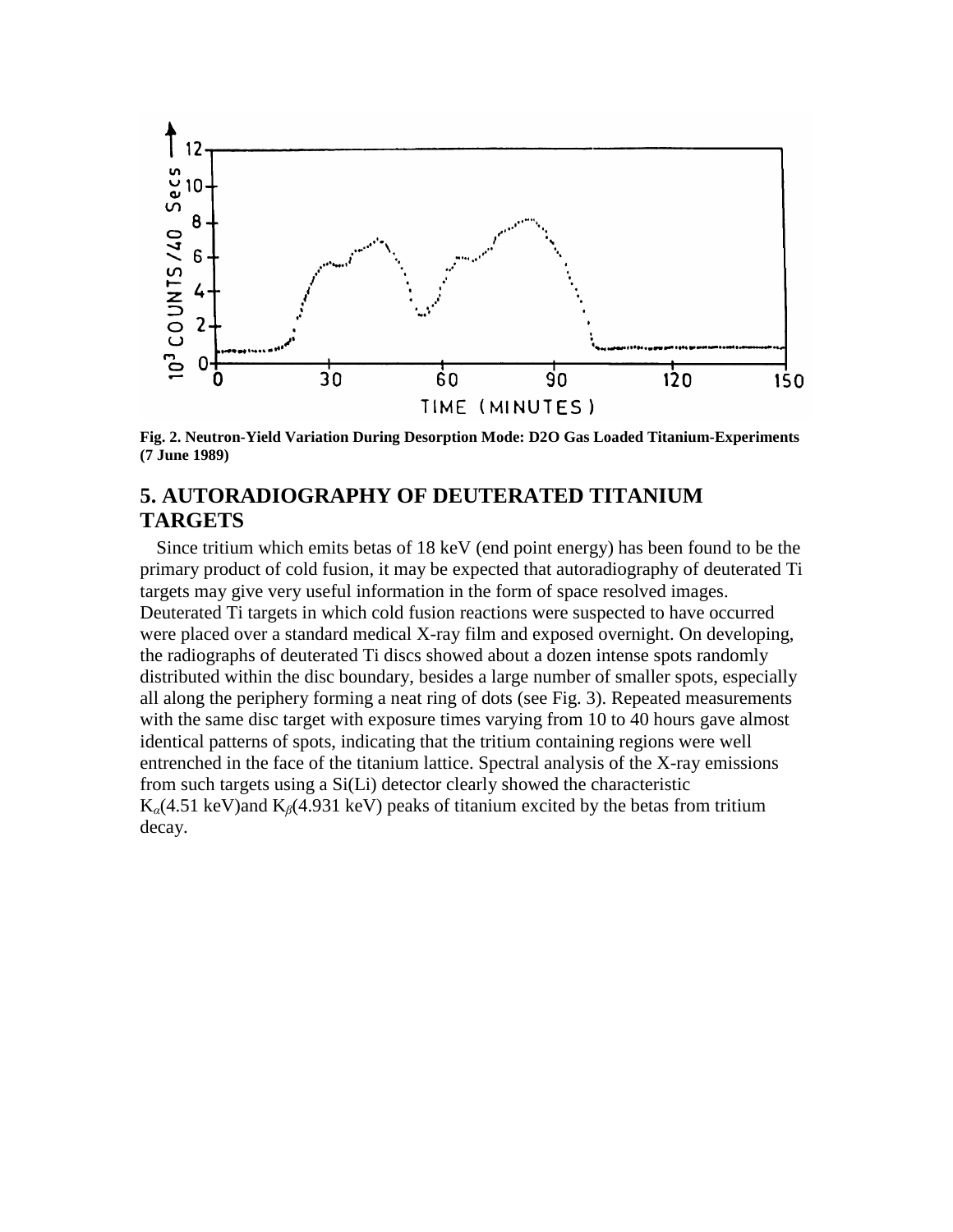**Fig. 2. Neutron-Yield Variation During Desorption Mode: D2O Gas Loaded Titanium-Experiments (7 June 1989)**

## 5. AUTORADIOGRAPHY OF DEUTERATED TITANIUM TARGETS

Since tritium which emits betas of 18 keV (end point energy) has been found to be the primary product of cold fusion, it may be expected that autoradiography of deuterated Ti targets may give very useful information in the form of space resolved images. Deuterated Ti targets in which cold fusion reactions were suspected to have occurred were placed over a standard medical X-ray film and exposed overnight. On developing, the radiographs of deuterated Ti discs showed about a dozen intense spots randomly distributed within the disc boundary, besides a large number of smaller spots, especially all along the periphery forming a neat ring of dots (see Fig. 3). Repeated measurements with the same disc target with exposure times varying from 10 to 40 hours gave almost identical patterns of spots, indicating that the tritium containing regions were well entrenched in the face of the titanium lattice. Spectral analysis of the X-ray emissions from such targets using a Si(Li) detector clearly showed the characteristic $K_{\alpha}$(4.51 keV)and $K_{\beta}$(4.931 keV) peaks of titanium excited by the betas from tritium decay.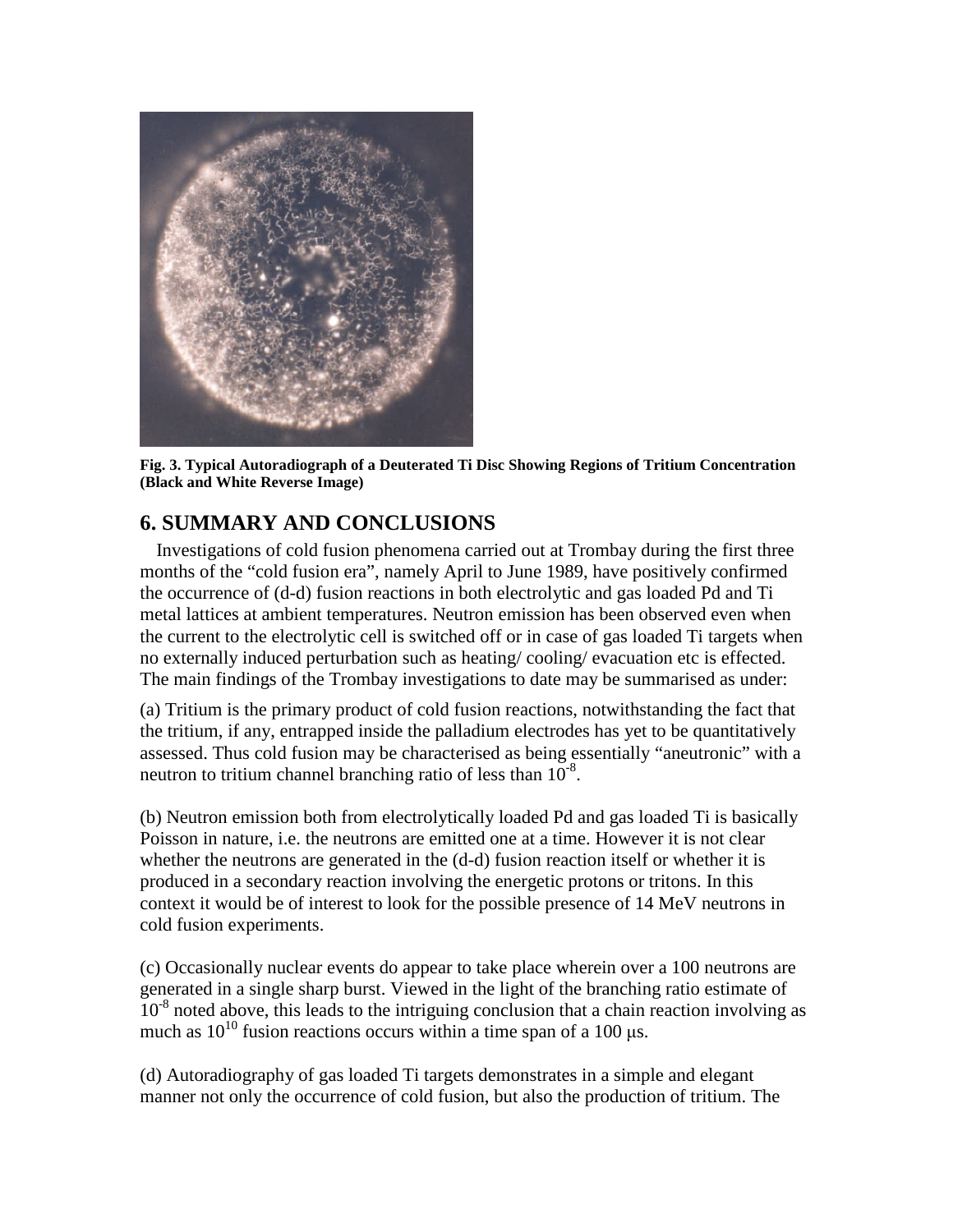Fig. 3. Typical Autoradiograph of a Deuterated Ti Disc Showing Regions of Tritium Concentration (Black and White Reverse Image)

## 6. SUMMARY AND CONCLUSIONS

Investigations of cold fusion phenomena carried out at Trombay during the first three months of the "cold fusion era", namely April to June 1989, have positively confirmed the occurrence of (d-d) fusion reactions in both electrolytic and gas loaded Pd and Ti metal lattices at ambient temperatures. Neutron emission has been observed even when the current to the electrolytic cell is switched off or in case of gas loaded Ti targets when no externally induced perturbation such as heating/ cooling/ evacuation etc is effected. The main findings of the Trombay investigations to date may be summarised as under:

(a) Tritium is the primary product of cold fusion reactions, notwithstanding the fact that the tritium, if any, entrapped inside the palladium electrodes has yet to be quantitatively assessed. Thus cold fusion may be characterised as being essentially "aneutronic" with a neutron to tritium channel branching ratio of less than $10^{-8}$.

(b) Neutron emission both from electrolytically loaded Pd and gas loaded Ti is basically Poisson in nature, i.e. the neutrons are emitted one at a time. However it is not clear whether the neutrons are generated in the (d-d) fusion reaction itself or whether it is produced in a secondary reaction involving the energetic protons or tritons. In this context it would be of interest to look for the possible presence of 14 MeV neutrons in cold fusion experiments.

(c) Occasionally nuclear events do appear to take place wherein over a 100 neutrons are generated in a single sharp burst. Viewed in the light of the branching ratio estimate of $10^{-8}$ noted above, this leads to the intriguing conclusion that a chain reaction involving as much as $10^{10}$ fusion reactions occurs within a time span of a 100 μs.

(d) Autoradiography of gas loaded Ti targets demonstrates in a simple and elegant manner not only the occurrence of cold fusion, but also the production of tritium. The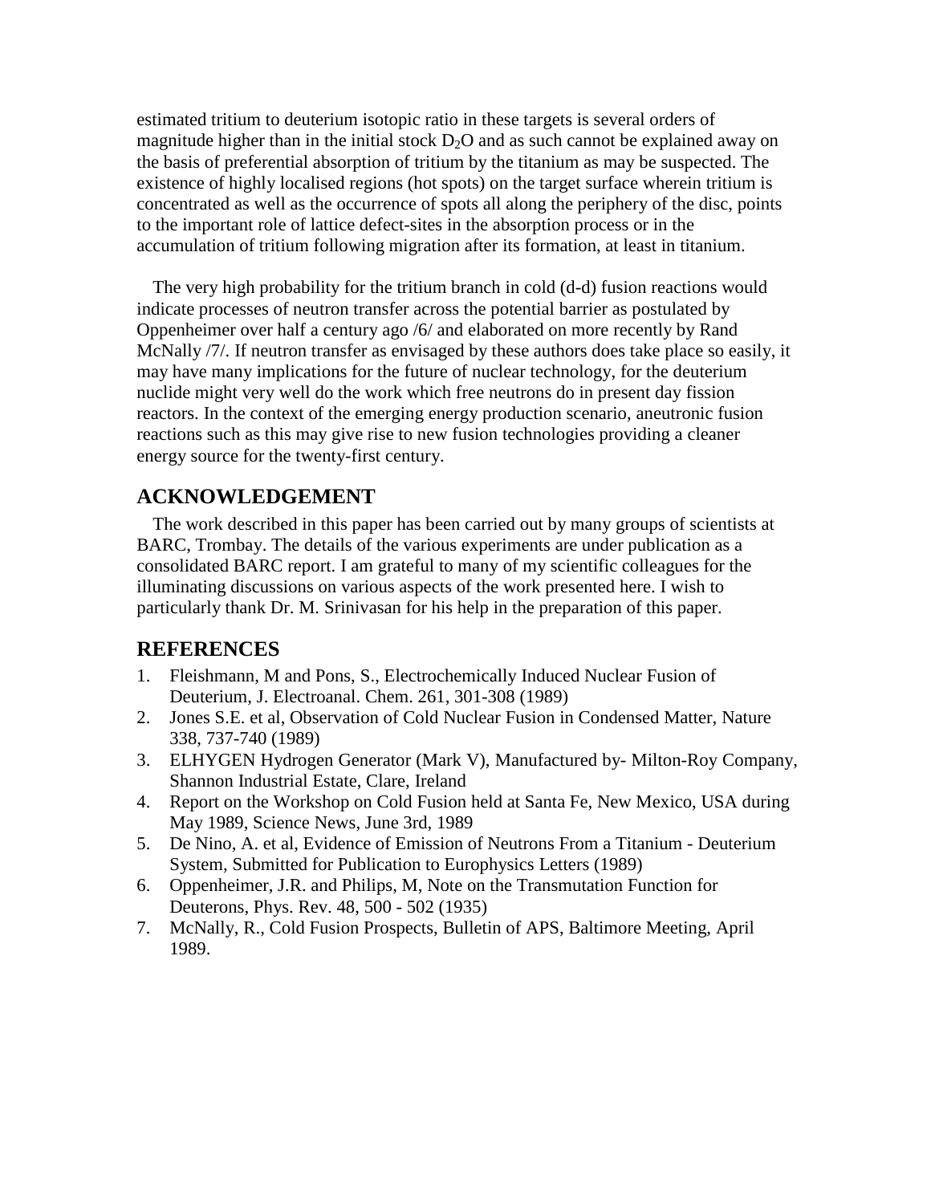estimated tritium to deuterium isotopic ratio in these targets is several orders of magnitude higher than in the initial stock $D_2O$ and as such cannot be explained away on the basis of preferential absorption of tritium by the titanium as may be suspected. The existence of highly localised regions (hot spots) on the target surface wherein tritium is concentrated as well as the occurrence of spots all along the periphery of the disc, points to the important role of lattice defect-sites in the absorption process or in the accumulation of tritium following migration after its formation, at least in titanium.

The very high probability for the tritium branch in cold (d-d) fusion reactions would indicate processes of neutron transfer across the potential barrier as postulated by Oppenheimer over half a century ago /6/ and elaborated on more recently by Rand McNally /7/. If neutron transfer as envisaged by these authors does take place so easily, it may have many implications for the future of nuclear technology, for the deuterium nuclide might very well do the work which free neutrons do in present day fission reactors. In the context of the emerging energy production scenario, aneutronic fusion reactions such as this may give rise to new fusion technologies providing a cleaner energy source for the twenty-first century.

## ACKNOWLEDGEMENT

The work described in this paper has been carried out by many groups of scientists at BARC, Trombay. The details of the various experiments are under publication as a consolidated BARC report. I am grateful to many of my scientific colleagues for the illuminating discussions on various aspects of the work presented here. I wish to particularly thank Dr. M. Srinivasan for his help in the preparation of this paper.

## REFERENCES

1. Fleishmann, M and Pons, S., Electrochemically Induced Nuclear Fusion of Deuterium, J. Electroanal. Chem. 261, 301-308 (1989)
2. Jones S.E. et al, Observation of Cold Nuclear Fusion in Condensed Matter, Nature 338, 737-740 (1989)
3. ELHYGEN Hydrogen Generator (Mark V), Manufactured by- Milton-Roy Company, Shannon Industrial Estate, Clare, Ireland
4. Report on the Workshop on Cold Fusion held at Santa Fe, New Mexico, USA during May 1989, Science News, June 3rd, 1989
5. De Nino, A. et al, Evidence of Emission of Neutrons From a Titanium - Deuterium System, Submitted for Publication to Europhysics Letters (1989)
6. Oppenheimer, J.R. and Philips, M, Note on the Transmutation Function for Deuterons, Phys. Rev. 48, 500 - 502 (1935)
7. McNally, R., Cold Fusion Prospects, Bulletin of APS, Baltimore Meeting, April 1989.